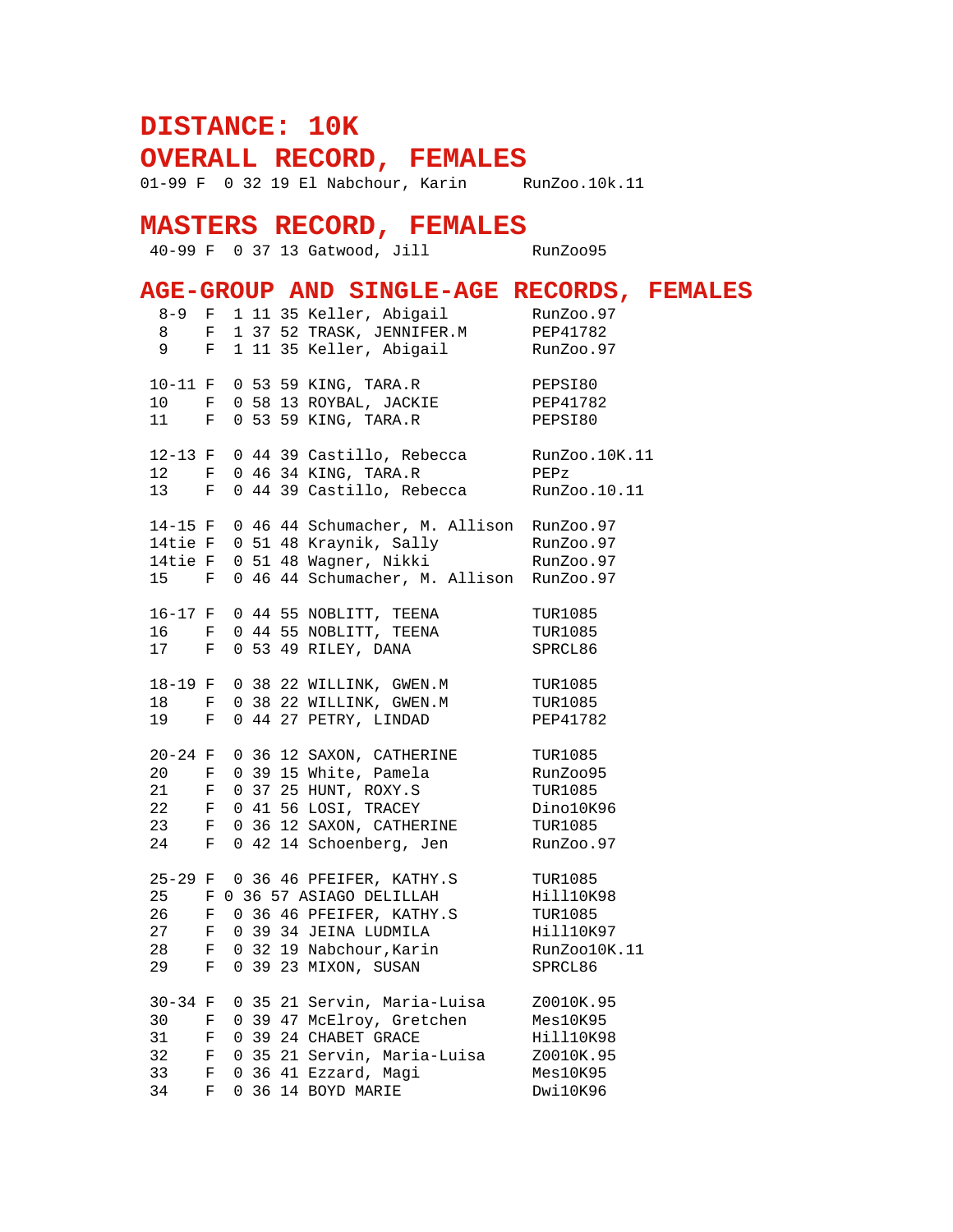# DISTANCE: 10K

## OVERALL RECORD, FEMALES

```
01-99 F  0 32 19 El Nabchour, Karin      RunZoo.10k.11
```

## MASTERS RECORD, FEMALES

```
 40-99 F  0 37 13 Gatwood, Jill          RunZoo95
```

## AGE-GROUP AND SINGLE-AGE RECORDS, FEMALES

```
  8-9  F  1 11 35 Keller, Abigail        RunZoo.97
  8    F  1 37 52 TRASK, JENNIFER.M      PEP41782
  9    F  1 11 35 Keller, Abigail        RunZoo.97

 10-11 F  0 53 59 KING, TARA.R           PEPSI80
 10    F  0 58 13 ROYBAL, JACKIE         PEP41782
 11    F  0 53 59 KING, TARA.R           PEPSI80

 12-13 F  0 44 39 Castillo, Rebecca      RunZoo.10K.11
 12    F  0 46 34 KING, TARA.R           PEPz
 13    F  0 44 39 Castillo, Rebecca      RunZoo.10.11

 14-15 F  0 46 44 Schumacher, M. Allison  RunZoo.97
 14tie F  0 51 48 Kraynik, Sally         RunZoo.97
 14tie F  0 51 48 Wagner, Nikki          RunZoo.97
 15    F  0 46 44 Schumacher, M. Allison  RunZoo.97

 16-17 F  0 44 55 NOBLITT, TEENA         TUR1085
 16    F  0 44 55 NOBLITT, TEENA         TUR1085
 17    F  0 53 49 RILEY, DANA            SPRCL86

 18-19 F  0 38 22 WILLINK, GWEN.M        TUR1085
 18    F  0 38 22 WILLINK, GWEN.M        TUR1085
 19    F  0 44 27 PETRY, LINDAD          PEP41782

 20-24 F  0 36 12 SAXON, CATHERINE       TUR1085
 20    F  0 39 15 White, Pamela          RunZoo95
 21    F  0 37 25 HUNT, ROXY.S           TUR1085
 22    F  0 41 56 LOSI, TRACEY           Dino10K96
 23    F  0 36 12 SAXON, CATHERINE       TUR1085
 24    F  0 42 14 Schoenberg, Jen        RunZoo.97

 25-29 F  0 36 46 PFEIFER, KATHY.S       TUR1085
 25    F 0 36 57 ASIAGO DELILLAH         Hill10K98
 26    F  0 36 46 PFEIFER, KATHY.S       TUR1085
 27    F  0 39 34 JEINA LUDMILA          Hill10K97
 28    F  0 32 19 Nabchour,Karin         RunZoo10K.11
 29    F  0 39 23 MIXON, SUSAN           SPRCL86

 30-34 F  0 35 21 Servin, Maria-Luisa    Z0010K.95
 30    F  0 39 47 McElroy, Gretchen      Mes10K95
 31    F  0 39 24 CHABET GRACE           Hill10K98
 32    F  0 35 21 Servin, Maria-Luisa    Z0010K.95
 33    F  0 36 41 Ezzard, Magi           Mes10K95
 34    F  0 36 14 BOYD MARIE             Dwi10K96
```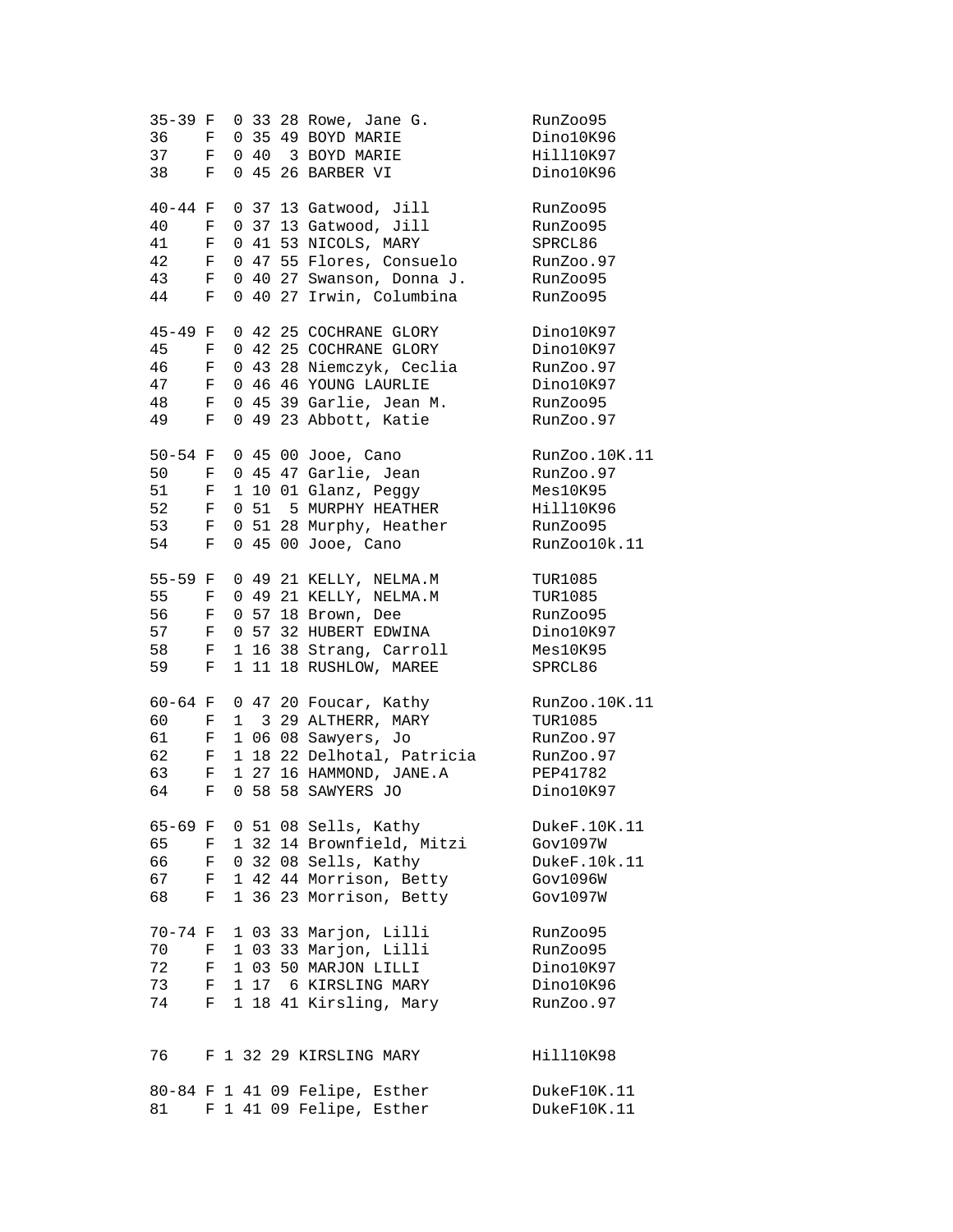```
35-39 F  0 33 28 Rowe, Jane G.          RunZoo95
36    F  0 35 49 BOYD MARIE             Dino10K96
37    F  0 40  3 BOYD MARIE             Hill10K97
38    F  0 45 26 BARBER VI              Dino10K96

40-44 F  0 37 13 Gatwood, Jill          RunZoo95
40    F  0 37 13 Gatwood, Jill          RunZoo95
41    F  0 41 53 NICOLS, MARY           SPRCL86
42    F  0 47 55 Flores, Consuelo       RunZoo.97
43    F  0 40 27 Swanson, Donna J.      RunZoo95
44    F  0 40 27 Irwin, Columbina       RunZoo95

45-49 F  0 42 25 COCHRANE GLORY         Dino10K97
45    F  0 42 25 COCHRANE GLORY         Dino10K97
46    F  0 43 28 Niemczyk, Ceclia       RunZoo.97
47    F  0 46 46 YOUNG LAURLIE          Dino10K97
48    F  0 45 39 Garlie, Jean M.        RunZoo95
49    F  0 49 23 Abbott, Katie          RunZoo.97

50-54 F  0 45 00 Jooe, Cano             RunZoo.10K.11
50    F  0 45 47 Garlie, Jean           RunZoo.97
51    F  1 10 01 Glanz, Peggy           Mes10K95
52    F  0 51  5 MURPHY HEATHER         Hill10K96
53    F  0 51 28 Murphy, Heather        RunZoo95
54    F  0 45 00 Jooe, Cano             RunZoo10k.11

55-59 F  0 49 21 KELLY, NELMA.M         TUR1085
55    F  0 49 21 KELLY, NELMA.M         TUR1085
56    F  0 57 18 Brown, Dee             RunZoo95
57    F  0 57 32 HUBERT EDWINA          Dino10K97
58    F  1 16 38 Strang, Carroll        Mes10K95
59    F  1 11 18 RUSHLOW, MAREE         SPRCL86

60-64 F  0 47 20 Foucar, Kathy          RunZoo.10K.11
60    F  1  3 29 ALTHERR, MARY          TUR1085
61    F  1 06 08 Sawyers, Jo            RunZoo.97
62    F  1 18 22 Delhotal, Patricia     RunZoo.97
63    F  1 27 16 HAMMOND, JANE.A        PEP41782
64    F  0 58 58 SAWYERS JO             Dino10K97

65-69 F  0 51 08 Sells, Kathy           DukeF.10K.11
65    F  1 32 14 Brownfield, Mitzi      Gov1097W
66    F  0 32 08 Sells, Kathy           DukeF.10k.11
67    F  1 42 44 Morrison, Betty        Gov1096W
68    F  1 36 23 Morrison, Betty        Gov1097W

70-74 F  1 03 33 Marjon, Lilli          RunZoo95
70    F  1 03 33 Marjon, Lilli          RunZoo95
72    F  1 03 50 MARJON LILLI           Dino10K97
73    F  1 17  6 KIRSLING MARY          Dino10K96
74    F  1 18 41 Kirsling, Mary         RunZoo.97


76    F 1 32 29 KIRSLING MARY           Hill10K98

80-84 F 1 41 09 Felipe, Esther          DukeF10K.11
81    F 1 41 09 Felipe, Esther          DukeF10K.11
```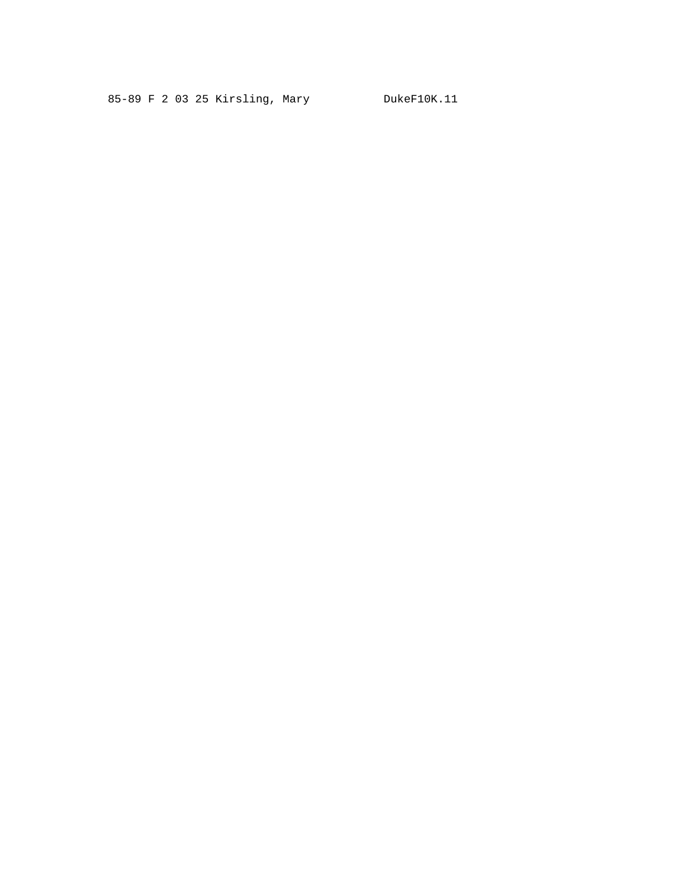```
85-89 F 2 03 25 Kirsling, Mary          DukeF10K.11
```